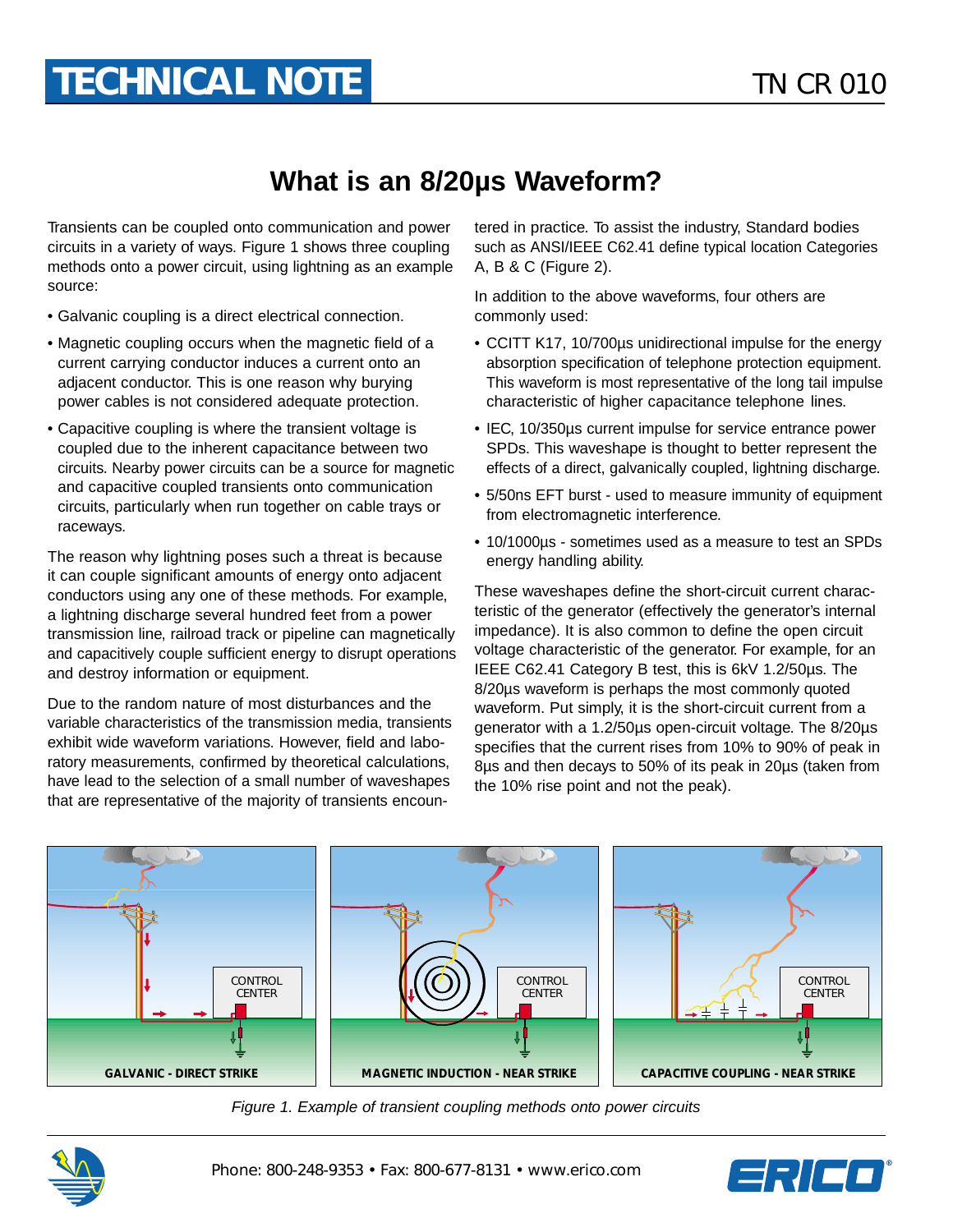# What is an 8/20μs Waveform?

Transients can be coupled onto communication and power circuits in a variety of ways. Figure 1 shows three coupling methods onto a power circuit, using lightning as an example source:

- Galvanic coupling is a direct electrical connection.
- Magnetic coupling occurs when the magnetic field of a current carrying conductor induces a current onto an adjacent conductor. This is one reason why burying power cables is not considered adequate protection.
- Capacitive coupling is where the transient voltage is coupled due to the inherent capacitance between two circuits. Nearby power circuits can be a source for magnetic and capacitive coupled transients onto communication circuits, particularly when run together on cable trays or raceways.

The reason why lightning poses such a threat is because it can couple significant amounts of energy onto adjacent conductors using any one of these methods. For example, a lightning discharge several hundred feet from a power transmission line, railroad track or pipeline can magnetically and capacitively couple sufficient energy to disrupt operations and destroy information or equipment.

Due to the random nature of most disturbances and the variable characteristics of the transmission media, transients exhibit wide waveform variations. However, field and laboratory measurements, confirmed by theoretical calculations, have lead to the selection of a small number of waveshapes that are representative of the majority of transients encountered in practice. To assist the industry, Standard bodies such as ANSI/IEEE C62.41 define typical location Categories A, B & C (Figure 2).

In addition to the above waveforms, four others are commonly used:

- CCITT K17, 10/700μs unidirectional impulse for the energy absorption specification of telephone protection equipment. This waveform is most representative of the long tail impulse characteristic of higher capacitance telephone lines.
- IEC, 10/350μs current impulse for service entrance power SPDs. This waveshape is thought to better represent the effects of a direct, galvanically coupled, lightning discharge.
- 5/50ns EFT burst - used to measure immunity of equipment from electromagnetic interference.
- 10/1000μs - sometimes used as a measure to test an SPDs energy handling ability.

These waveshapes define the short-circuit current characteristic of the generator (effectively the generator's internal impedance). It is also common to define the open circuit voltage characteristic of the generator. For example, for an IEEE C62.41 Category B test, this is 6kV 1.2/50μs. The 8/20μs waveform is perhaps the most commonly quoted waveform. Put simply, it is the short-circuit current from a generator with a 1.2/50μs open-circuit voltage. The 8/20μs specifies that the current rises from 10% to 90% of peak in 8μs and then decays to 50% of its peak in 20μs (taken from the 10% rise point and not the peak).

*Figure 1. Example of transient coupling methods onto power circuits*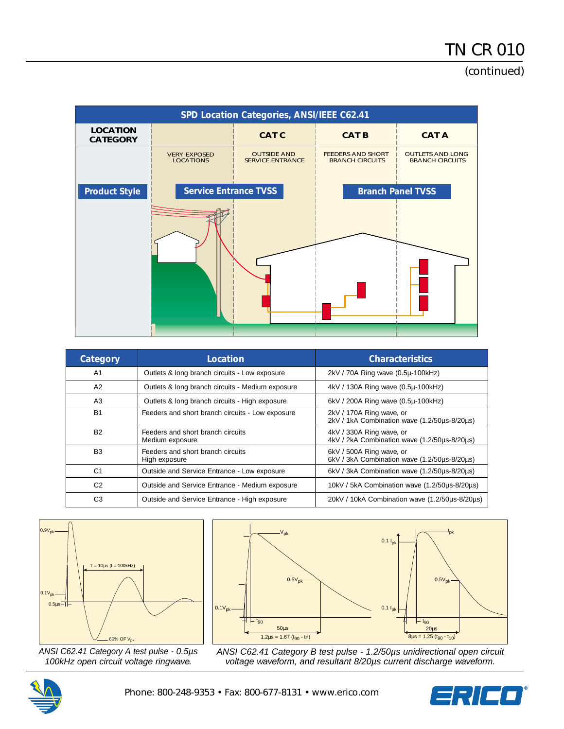# TN CR 010

(continued)

## SPD Location Categories, ANSI/IEEE C62.41

LOCATION CATEGORY

CAT C | CAT B | CAT A

VERY EXPOSED LOCATIONS

OUTSIDE AND SERVICE ENTRANCE

FEEDERS AND SHORT BRANCH CIRCUITS

OUTLETS AND LONG BRANCH CIRCUITS

Product Style

Service Entrance TVSS

Branch Panel TVSS

| Category | Location | Characteristics |
|---|---|---|
| A1 | Outlets & long branch circuits - Low exposure | 2kV / 70A Ring wave (0.5µ-100kHz) |
| A2 | Outlets & long branch circuits - Medium exposure | 4kV / 130A Ring wave (0.5µ-100kHz) |
| A3 | Outlets & long branch circuits - High exposure | 6kV / 200A Ring wave (0.5µ-100kHz) |
| B1 | Feeders and short branch circuits - Low exposure | 2kV / 170A Ring wave, or 2kV / 1kA Combination wave (1.2/50µs-8/20µs) |
| B2 | Feeders and short branch circuits Medium exposure | 4kV / 330A Ring wave, or 4kV / 2kA Combination wave (1.2/50µs-8/20µs) |
| B3 | Feeders and short branch circuits High exposure | 6kV / 500A Ring wave, or 6kV / 3kA Combination wave (1.2/50µs-8/20µs) |
| C1 | Outside and Service Entrance - Low exposure | 6kV / 3kA Combination wave (1.2/50µs-8/20µs) |
| C2 | Outside and Service Entrance - Medium exposure | 10kV / 5kA Combination wave (1.2/50µs-8/20µs) |
| C3 | Outside and Service Entrance - High exposure | 20kV / 10kA Combination wave (1.2/50µs-8/20µs) |

$0.9V_{pk}$

T = 10µs (f = 100kHz)

$0.1V_{pk}$

0.5µs

60% OF $V_{pk}$

*ANSI C62.41 Category A test pulse - 0.5µs 100kHz open circuit voltage ringwave.*

$V_{pk}$

$0.5V_{pk}$

$0.1V_{pk}$

$t_{90}$

50µs

1.2µs = 1.67 ($t_{90}$ - tn)

$I_{pk}$

$0.1\ I_{pk}$

$0.5V_{pk}$

$0.1\ I_{pk}$

$t_{90}$

20µs

8µs = 1.25 ($t_{90}$ - $t_{10}$)

*ANSI C62.41 Category B test pulse - 1.2/50µs unidirectional open circuit voltage waveform, and resultant 8/20µs current discharge waveform.*

Phone: 800-248-9353 • Fax: 800-677-8131 • www.erico.com

ERICO®